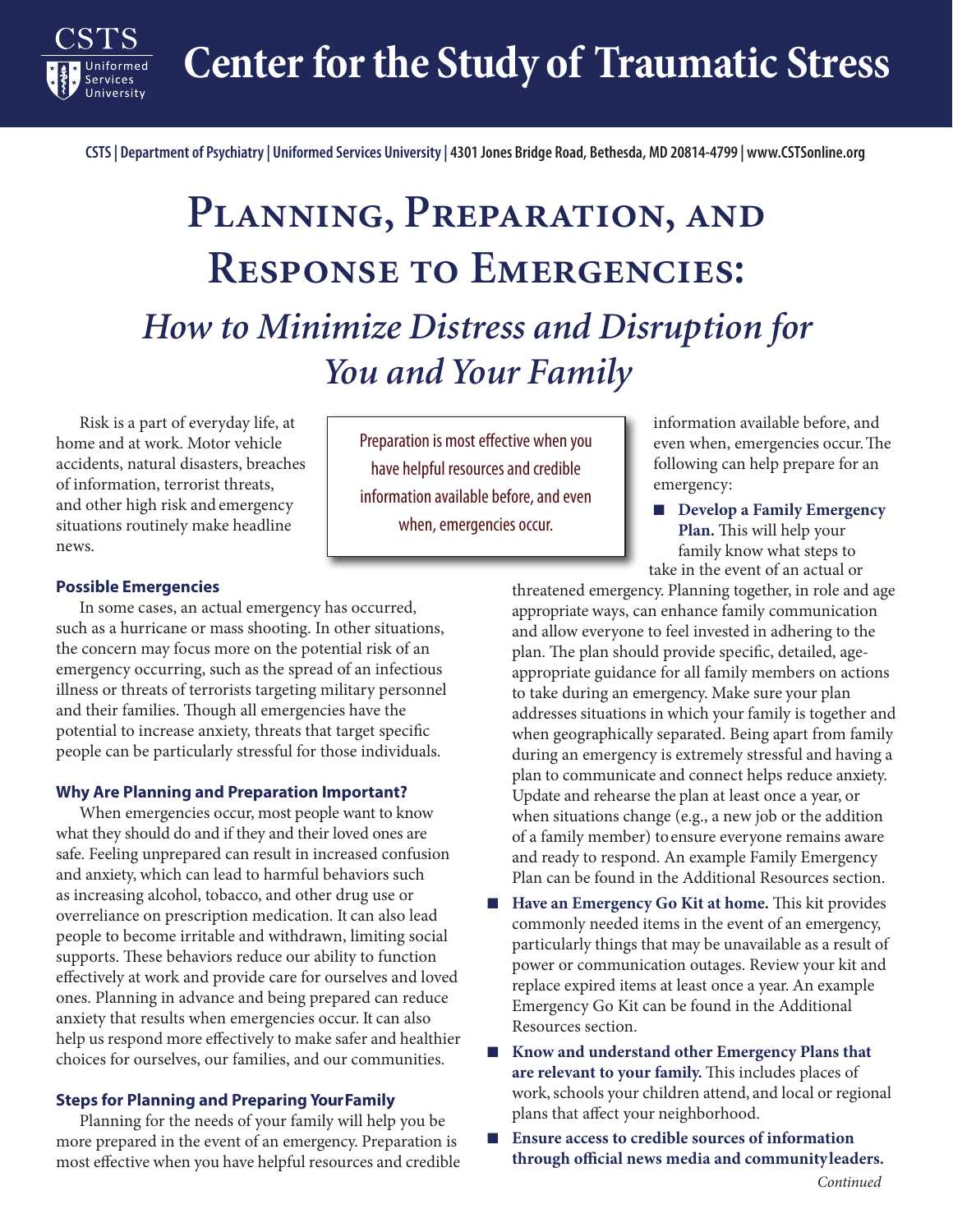# Center for the Study of Traumatic Stress

CSTS | Department of Psychiatry | Uniformed Services University | 4301 Jones Bridge Road, Bethesda, MD 20814-4799 | www.CSTSonline.org

# Planning, Preparation, and Response to Emergencies:

## *How to Minimize Distress and Disruption for You and Your Family*

Risk is a part of everyday life, at home and at work. Motor vehicle accidents, natural disasters, breaches of information, terrorist threats, and other high risk and emergency situations routinely make headline news.

> Preparation is most effective when you have helpful resources and credible information available before, and even when, emergencies occur.

### Possible Emergencies

In some cases, an actual emergency has occurred, such as a hurricane or mass shooting. In other situations, the concern may focus more on the potential risk of an emergency occurring, such as the spread of an infectious illness or threats of terrorists targeting military personnel and their families. Though all emergencies have the potential to increase anxiety, threats that target specific people can be particularly stressful for those individuals.

### Why Are Planning and Preparation Important?

When emergencies occur, most people want to know what they should do and if they and their loved ones are safe. Feeling unprepared can result in increased confusion and anxiety, which can lead to harmful behaviors such as increasing alcohol, tobacco, and other drug use or overreliance on prescription medication. It can also lead people to become irritable and withdrawn, limiting social supports. These behaviors reduce our ability to function effectively at work and provide care for ourselves and loved ones. Planning in advance and being prepared can reduce anxiety that results when emergencies occur. It can also help us respond more effectively to make safer and healthier choices for ourselves, our families, and our communities.

### Steps for Planning and Preparing Your Family

Planning for the needs of your family will help you be more prepared in the event of an emergency. Preparation is most effective when you have helpful resources and credible information available before, and even when, emergencies occur. The following can help prepare for an emergency:

- **Develop a Family Emergency Plan.** This will help your family know what steps to take in the event of an actual or threatened emergency. Planning together, in role and age appropriate ways, can enhance family communication and allow everyone to feel invested in adhering to the plan. The plan should provide specific, detailed, age-appropriate guidance for all family members on actions to take during an emergency. Make sure your plan addresses situations in which your family is together and when geographically separated. Being apart from family during an emergency is extremely stressful and having a plan to communicate and connect helps reduce anxiety. Update and rehearse the plan at least once a year, or when situations change (e.g., a new job or the addition of a family member) to ensure everyone remains aware and ready to respond. An example Family Emergency Plan can be found in the Additional Resources section.
- **Have an Emergency Go Kit at home.** This kit provides commonly needed items in the event of an emergency, particularly things that may be unavailable as a result of power or communication outages. Review your kit and replace expired items at least once a year. An example Emergency Go Kit can be found in the Additional Resources section.
- **Know and understand other Emergency Plans that are relevant to your family.** This includes places of work, schools your children attend, and local or regional plans that affect your neighborhood.
- **Ensure access to credible sources of information through official news media and community leaders.**

*Continued*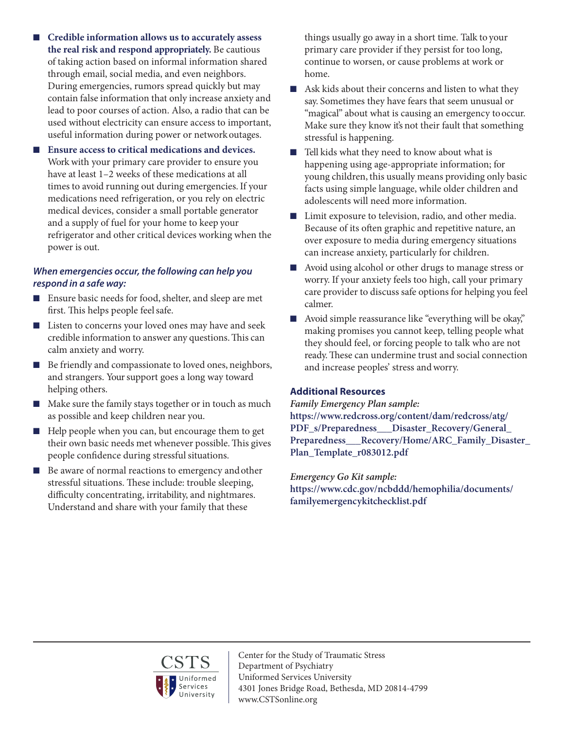- **Credible information allows us to accurately assess the real risk and respond appropriately.** Be cautious of taking action based on informal information shared through email, social media, and even neighbors. During emergencies, rumors spread quickly but may contain false information that only increase anxiety and lead to poor courses of action. Also, a radio that can be used without electricity can ensure access to important, useful information during power or network outages.
- **Ensure access to critical medications and devices.** Work with your primary care provider to ensure you have at least 1–2 weeks of these medications at all times to avoid running out during emergencies. If your medications need refrigeration, or you rely on electric medical devices, consider a small portable generator and a supply of fuel for your home to keep your refrigerator and other critical devices working when the power is out.

### *When emergencies occur, the following can help you respond in a safe way:*

- Ensure basic needs for food, shelter, and sleep are met first. This helps people feel safe.
- Listen to concerns your loved ones may have and seek credible information to answer any questions. This can calm anxiety and worry.
- Be friendly and compassionate to loved ones, neighbors, and strangers. Your support goes a long way toward helping others.
- Make sure the family stays together or in touch as much as possible and keep children near you.
- Help people when you can, but encourage them to get their own basic needs met whenever possible. This gives people confidence during stressful situations.
- Be aware of normal reactions to emergency and other stressful situations. These include: trouble sleeping, difficulty concentrating, irritability, and nightmares. Understand and share with your family that these things usually go away in a short time. Talk to your primary care provider if they persist for too long, continue to worsen, or cause problems at work or home.
- Ask kids about their concerns and listen to what they say. Sometimes they have fears that seem unusual or "magical" about what is causing an emergency to occur. Make sure they know it's not their fault that something stressful is happening.
- Tell kids what they need to know about what is happening using age-appropriate information; for young children, this usually means providing only basic facts using simple language, while older children and adolescents will need more information.
- Limit exposure to television, radio, and other media. Because of its often graphic and repetitive nature, an over exposure to media during emergency situations can increase anxiety, particularly for children.
- Avoid using alcohol or other drugs to manage stress or worry. If your anxiety feels too high, call your primary care provider to discuss safe options for helping you feel calmer.
- Avoid simple reassurance like "everything will be okay," making promises you cannot keep, telling people what they should feel, or forcing people to talk who are not ready. These can undermine trust and social connection and increase peoples' stress and worry.

### Additional Resources

*Family Emergency Plan sample:*
**https://www.redcross.org/content/dam/redcross/atg/PDF_s/Preparedness___Disaster_Recovery/General_Preparedness___Recovery/Home/ARC_Family_Disaster_Plan_Template_r083012.pdf**

*Emergency Go Kit sample:*
**https://www.cdc.gov/ncbddd/hemophilia/documents/familyemergencykitchecklist.pdf**

---

CSTS
Uniformed Services University

Center for the Study of Traumatic Stress
Department of Psychiatry
Uniformed Services University
4301 Jones Bridge Road, Bethesda, MD 20814-4799
www.CSTSonline.org